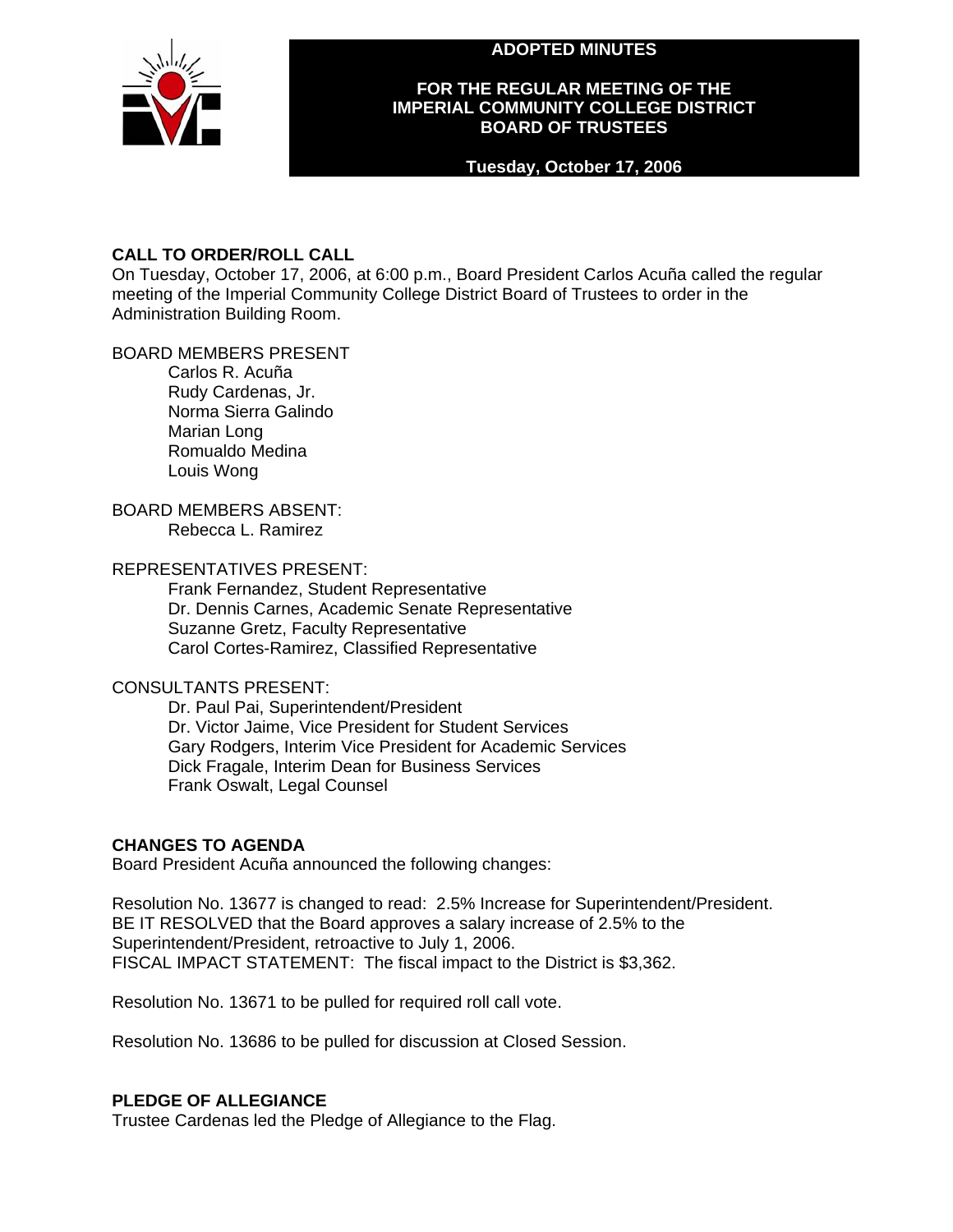# ADOPTED MINUTES

## FOR THE REGULAR MEETING OF THE IMPERIAL COMMUNITY COLLEGE DISTRICT BOARD OF TRUSTEES

**Tuesday, October 17, 2006**

### CALL TO ORDER/ROLL CALL

On Tuesday, October 17, 2006, at 6:00 p.m., Board President Carlos Acuña called the regular meeting of the Imperial Community College District Board of Trustees to order in the Administration Building Room.

BOARD MEMBERS PRESENT

- Carlos R. Acuña
- Rudy Cardenas, Jr.
- Norma Sierra Galindo
- Marian Long
- Romualdo Medina
- Louis Wong

BOARD MEMBERS ABSENT:

- Rebecca L. Ramirez

REPRESENTATIVES PRESENT:

- Frank Fernandez, Student Representative
- Dr. Dennis Carnes, Academic Senate Representative
- Suzanne Gretz, Faculty Representative
- Carol Cortes-Ramirez, Classified Representative

CONSULTANTS PRESENT:

- Dr. Paul Pai, Superintendent/President
- Dr. Victor Jaime, Vice President for Student Services
- Gary Rodgers, Interim Vice President for Academic Services
- Dick Fragale, Interim Dean for Business Services
- Frank Oswalt, Legal Counsel

### CHANGES TO AGENDA

Board President Acuña announced the following changes:

Resolution No. 13677 is changed to read: 2.5% Increase for Superintendent/President.
BE IT RESOLVED that the Board approves a salary increase of 2.5% to the Superintendent/President, retroactive to July 1, 2006.
FISCAL IMPACT STATEMENT: The fiscal impact to the District is $3,362.

Resolution No. 13671 to be pulled for required roll call vote.

Resolution No. 13686 to be pulled for discussion at Closed Session.

### PLEDGE OF ALLEGIANCE

Trustee Cardenas led the Pledge of Allegiance to the Flag.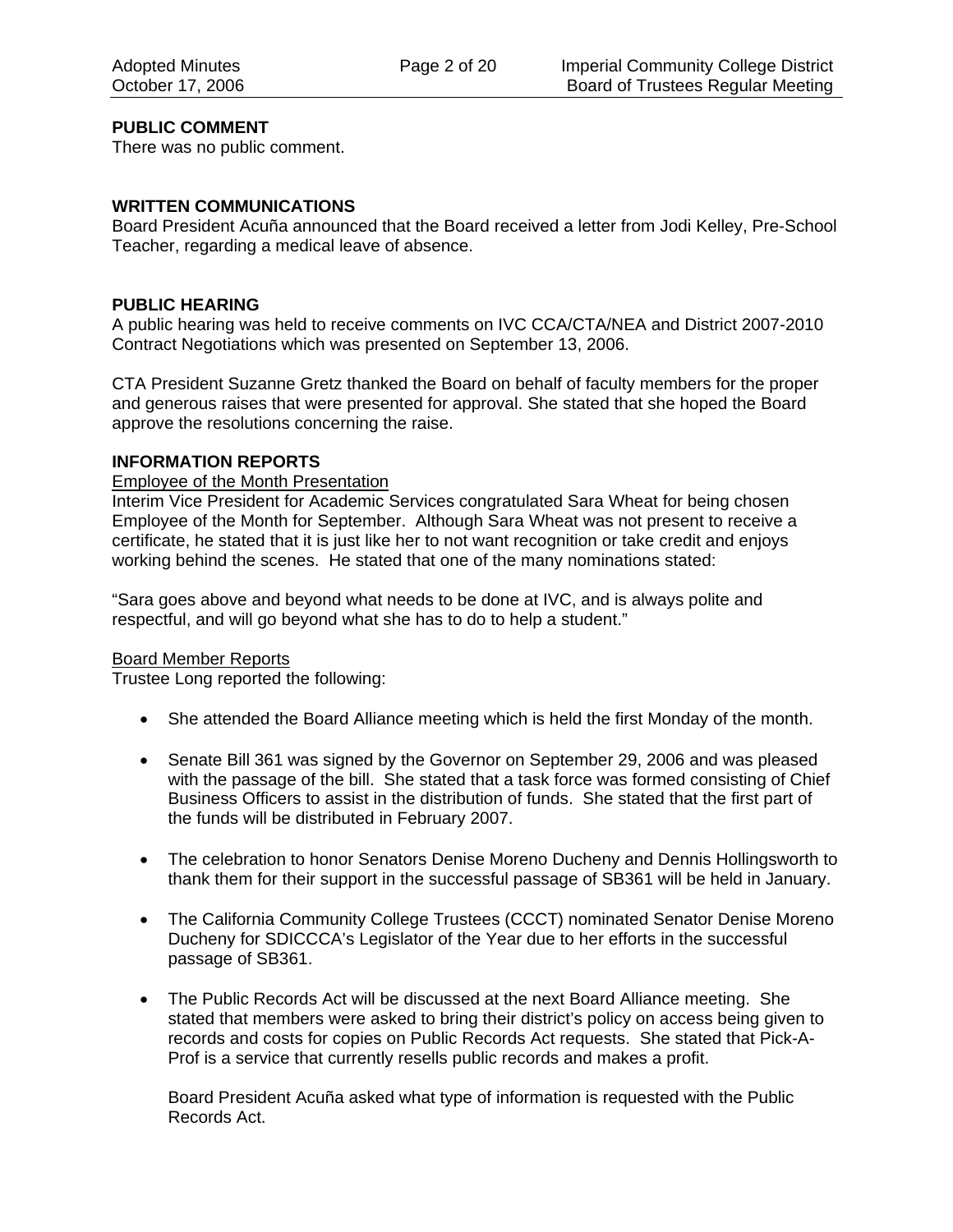**PUBLIC COMMENT**
There was no public comment.

**WRITTEN COMMUNICATIONS**
Board President Acuña announced that the Board received a letter from Jodi Kelley, Pre-School Teacher, regarding a medical leave of absence.

**PUBLIC HEARING**
A public hearing was held to receive comments on IVC CCA/CTA/NEA and District 2007-2010 Contract Negotiations which was presented on September 13, 2006.

CTA President Suzanne Gretz thanked the Board on behalf of faculty members for the proper and generous raises that were presented for approval. She stated that she hoped the Board approve the resolutions concerning the raise.

**INFORMATION REPORTS**

Employee of the Month Presentation

Interim Vice President for Academic Services congratulated Sara Wheat for being chosen Employee of the Month for September. Although Sara Wheat was not present to receive a certificate, he stated that it is just like her to not want recognition or take credit and enjoys working behind the scenes. He stated that one of the many nominations stated:

"Sara goes above and beyond what needs to be done at IVC, and is always polite and respectful, and will go beyond what she has to do to help a student."

Board Member Reports

Trustee Long reported the following:

- She attended the Board Alliance meeting which is held the first Monday of the month.

- Senate Bill 361 was signed by the Governor on September 29, 2006 and was pleased with the passage of the bill. She stated that a task force was formed consisting of Chief Business Officers to assist in the distribution of funds. She stated that the first part of the funds will be distributed in February 2007.

- The celebration to honor Senators Denise Moreno Ducheny and Dennis Hollingsworth to thank them for their support in the successful passage of SB361 will be held in January.

- The California Community College Trustees (CCCT) nominated Senator Denise Moreno Ducheny for SDICCCA's Legislator of the Year due to her efforts in the successful passage of SB361.

- The Public Records Act will be discussed at the next Board Alliance meeting. She stated that members were asked to bring their district's policy on access being given to records and costs for copies on Public Records Act requests. She stated that Pick-A-Prof is a service that currently resells public records and makes a profit.

  Board President Acuña asked what type of information is requested with the Public Records Act.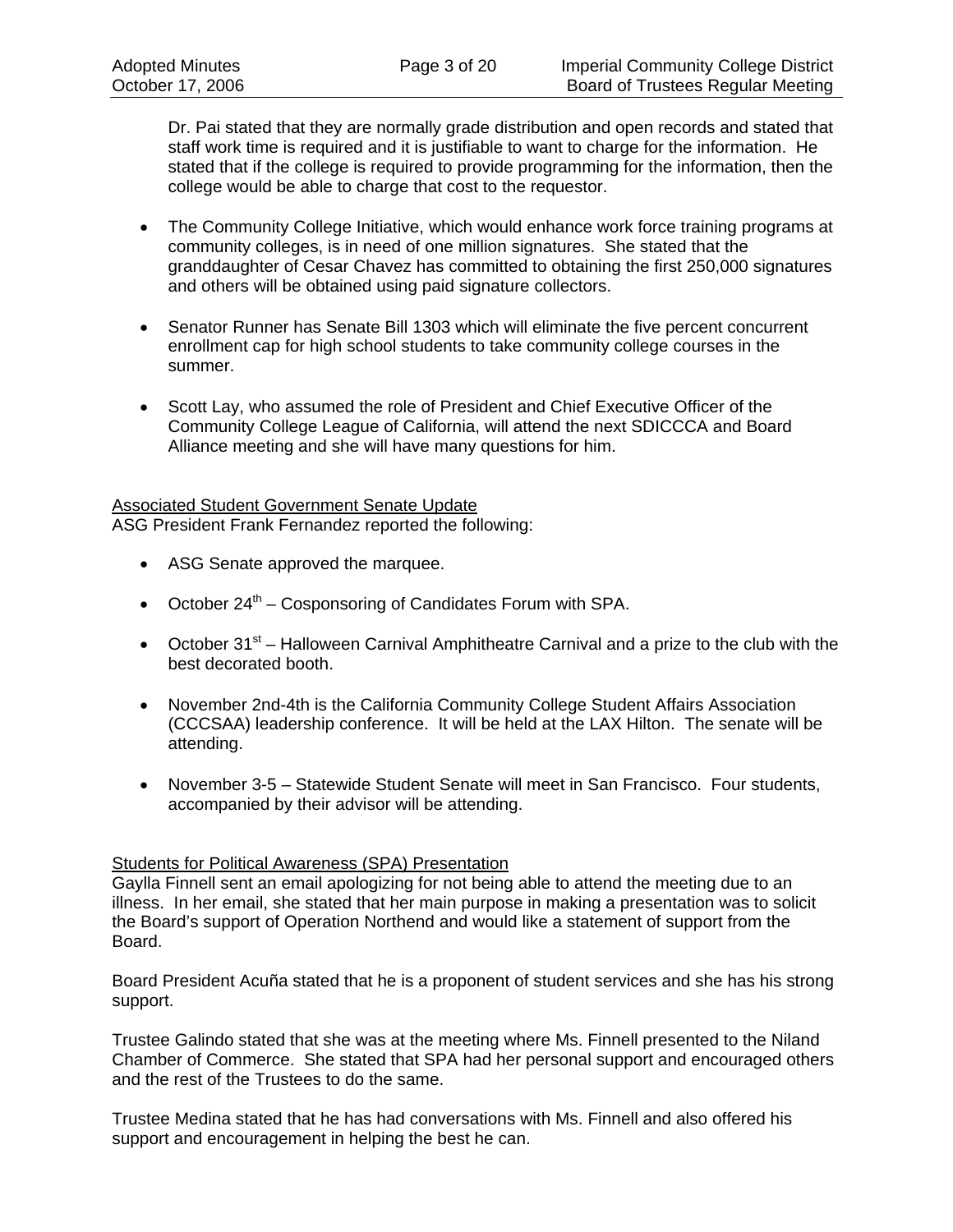Dr. Pai stated that they are normally grade distribution and open records and stated that staff work time is required and it is justifiable to want to charge for the information. He stated that if the college is required to provide programming for the information, then the college would be able to charge that cost to the requestor.

- The Community College Initiative, which would enhance work force training programs at community colleges, is in need of one million signatures. She stated that the granddaughter of Cesar Chavez has committed to obtaining the first 250,000 signatures and others will be obtained using paid signature collectors.

- Senator Runner has Senate Bill 1303 which will eliminate the five percent concurrent enrollment cap for high school students to take community college courses in the summer.

- Scott Lay, who assumed the role of President and Chief Executive Officer of the Community College League of California, will attend the next SDICCCA and Board Alliance meeting and she will have many questions for him.

Associated Student Government Senate Update

ASG President Frank Fernandez reported the following:

- ASG Senate approved the marquee.

- October 24th – Cosponsoring of Candidates Forum with SPA.

- October 31st – Halloween Carnival Amphitheatre Carnival and a prize to the club with the best decorated booth.

- November 2nd-4th is the California Community College Student Affairs Association (CCCSAA) leadership conference. It will be held at the LAX Hilton. The senate will be attending.

- November 3-5 – Statewide Student Senate will meet in San Francisco. Four students, accompanied by their advisor will be attending.

Students for Political Awareness (SPA) Presentation

Gaylla Finnell sent an email apologizing for not being able to attend the meeting due to an illness. In her email, she stated that her main purpose in making a presentation was to solicit the Board's support of Operation Northend and would like a statement of support from the Board.

Board President Acuña stated that he is a proponent of student services and she has his strong support.

Trustee Galindo stated that she was at the meeting where Ms. Finnell presented to the Niland Chamber of Commerce. She stated that SPA had her personal support and encouraged others and the rest of the Trustees to do the same.

Trustee Medina stated that he has had conversations with Ms. Finnell and also offered his support and encouragement in helping the best he can.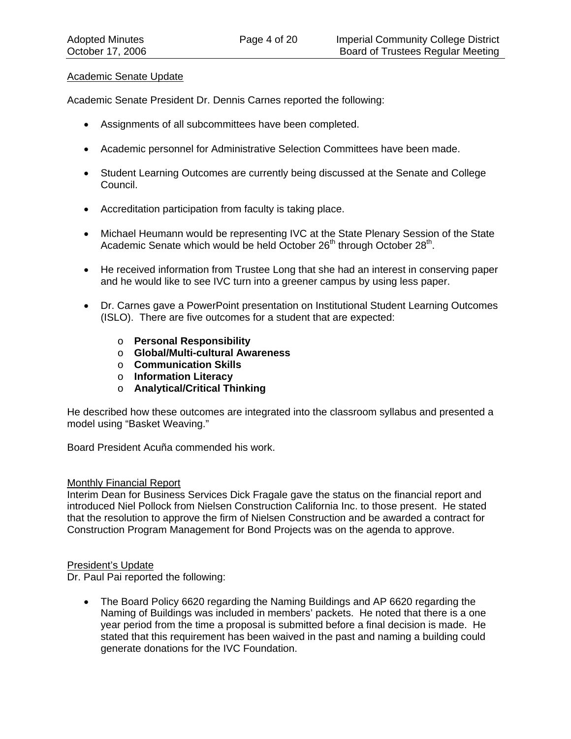Academic Senate Update

Academic Senate President Dr. Dennis Carnes reported the following:

- Assignments of all subcommittees have been completed.
- Academic personnel for Administrative Selection Committees have been made.
- Student Learning Outcomes are currently being discussed at the Senate and College Council.
- Accreditation participation from faculty is taking place.
- Michael Heumann would be representing IVC at the State Plenary Session of the State Academic Senate which would be held October 26th through October 28th.
- He received information from Trustee Long that she had an interest in conserving paper and he would like to see IVC turn into a greener campus by using less paper.
- Dr. Carnes gave a PowerPoint presentation on Institutional Student Learning Outcomes (ISLO). There are five outcomes for a student that are expected:
    - **Personal Responsibility**
    - **Global/Multi-cultural Awareness**
    - **Communication Skills**
    - **Information Literacy**
    - **Analytical/Critical Thinking**

He described how these outcomes are integrated into the classroom syllabus and presented a model using "Basket Weaving."

Board President Acuña commended his work.

Monthly Financial Report

Interim Dean for Business Services Dick Fragale gave the status on the financial report and introduced Niel Pollock from Nielsen Construction California Inc. to those present. He stated that the resolution to approve the firm of Nielsen Construction and be awarded a contract for Construction Program Management for Bond Projects was on the agenda to approve.

President's Update

Dr. Paul Pai reported the following:

- The Board Policy 6620 regarding the Naming Buildings and AP 6620 regarding the Naming of Buildings was included in members' packets. He noted that there is a one year period from the time a proposal is submitted before a final decision is made. He stated that this requirement has been waived in the past and naming a building could generate donations for the IVC Foundation.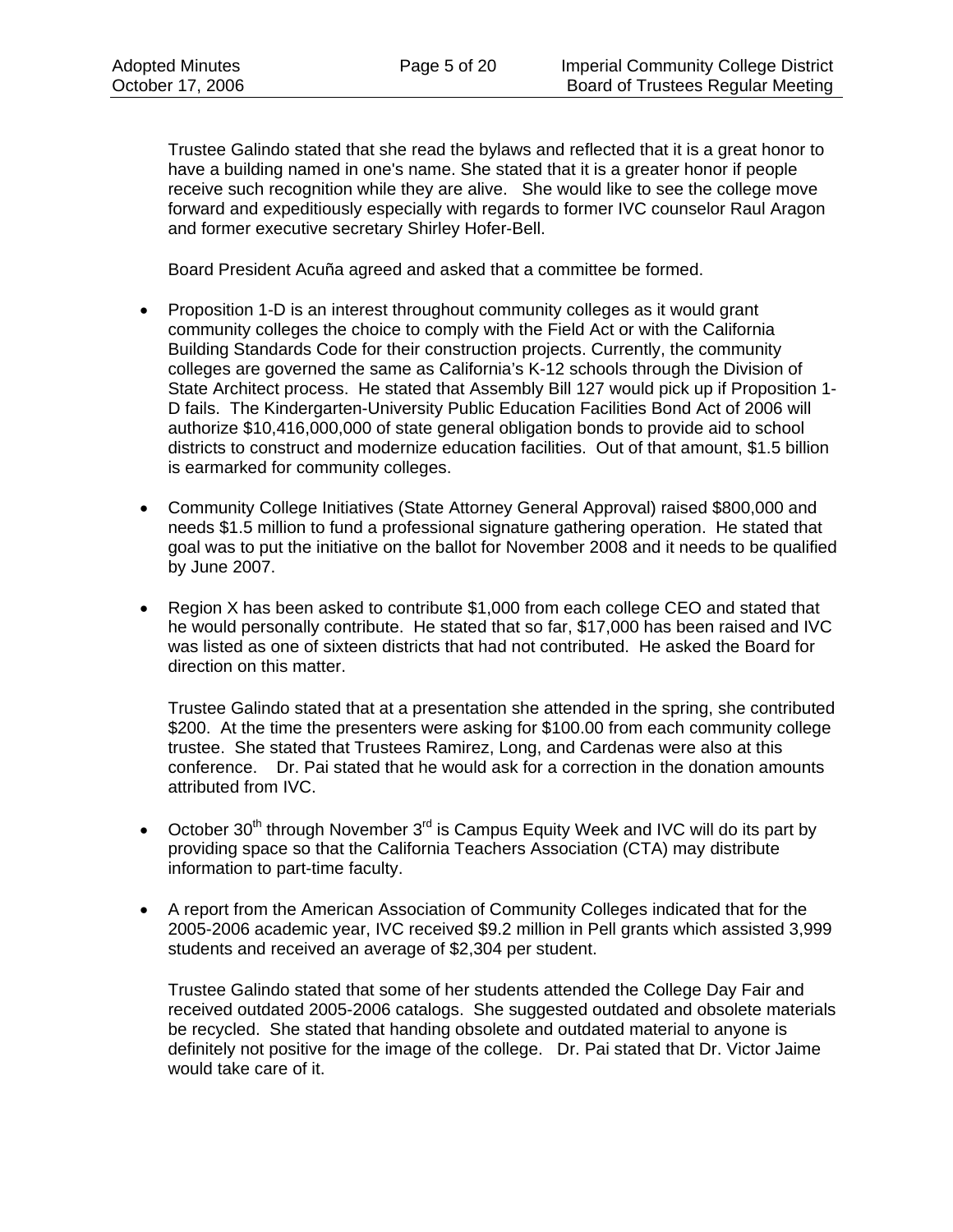Trustee Galindo stated that she read the bylaws and reflected that it is a great honor to have a building named in one's name. She stated that it is a greater honor if people receive such recognition while they are alive. She would like to see the college move forward and expeditiously especially with regards to former IVC counselor Raul Aragon and former executive secretary Shirley Hofer-Bell.

Board President Acuña agreed and asked that a committee be formed.

- Proposition 1-D is an interest throughout community colleges as it would grant community colleges the choice to comply with the Field Act or with the California Building Standards Code for their construction projects. Currently, the community colleges are governed the same as California's K-12 schools through the Division of State Architect process. He stated that Assembly Bill 127 would pick up if Proposition 1-D fails. The Kindergarten-University Public Education Facilities Bond Act of 2006 will authorize $10,416,000,000 of state general obligation bonds to provide aid to school districts to construct and modernize education facilities. Out of that amount, $1.5 billion is earmarked for community colleges.

- Community College Initiatives (State Attorney General Approval) raised $800,000 and needs $1.5 million to fund a professional signature gathering operation. He stated that goal was to put the initiative on the ballot for November 2008 and it needs to be qualified by June 2007.

- Region X has been asked to contribute $1,000 from each college CEO and stated that he would personally contribute. He stated that so far, $17,000 has been raised and IVC was listed as one of sixteen districts that had not contributed. He asked the Board for direction on this matter.

  Trustee Galindo stated that at a presentation she attended in the spring, she contributed $200. At the time the presenters were asking for $100.00 from each community college trustee. She stated that Trustees Ramirez, Long, and Cardenas were also at this conference. Dr. Pai stated that he would ask for a correction in the donation amounts attributed from IVC.

- October 30th through November 3rd is Campus Equity Week and IVC will do its part by providing space so that the California Teachers Association (CTA) may distribute information to part-time faculty.

- A report from the American Association of Community Colleges indicated that for the 2005-2006 academic year, IVC received $9.2 million in Pell grants which assisted 3,999 students and received an average of $2,304 per student.

  Trustee Galindo stated that some of her students attended the College Day Fair and received outdated 2005-2006 catalogs. She suggested outdated and obsolete materials be recycled. She stated that handing obsolete and outdated material to anyone is definitely not positive for the image of the college. Dr. Pai stated that Dr. Victor Jaime would take care of it.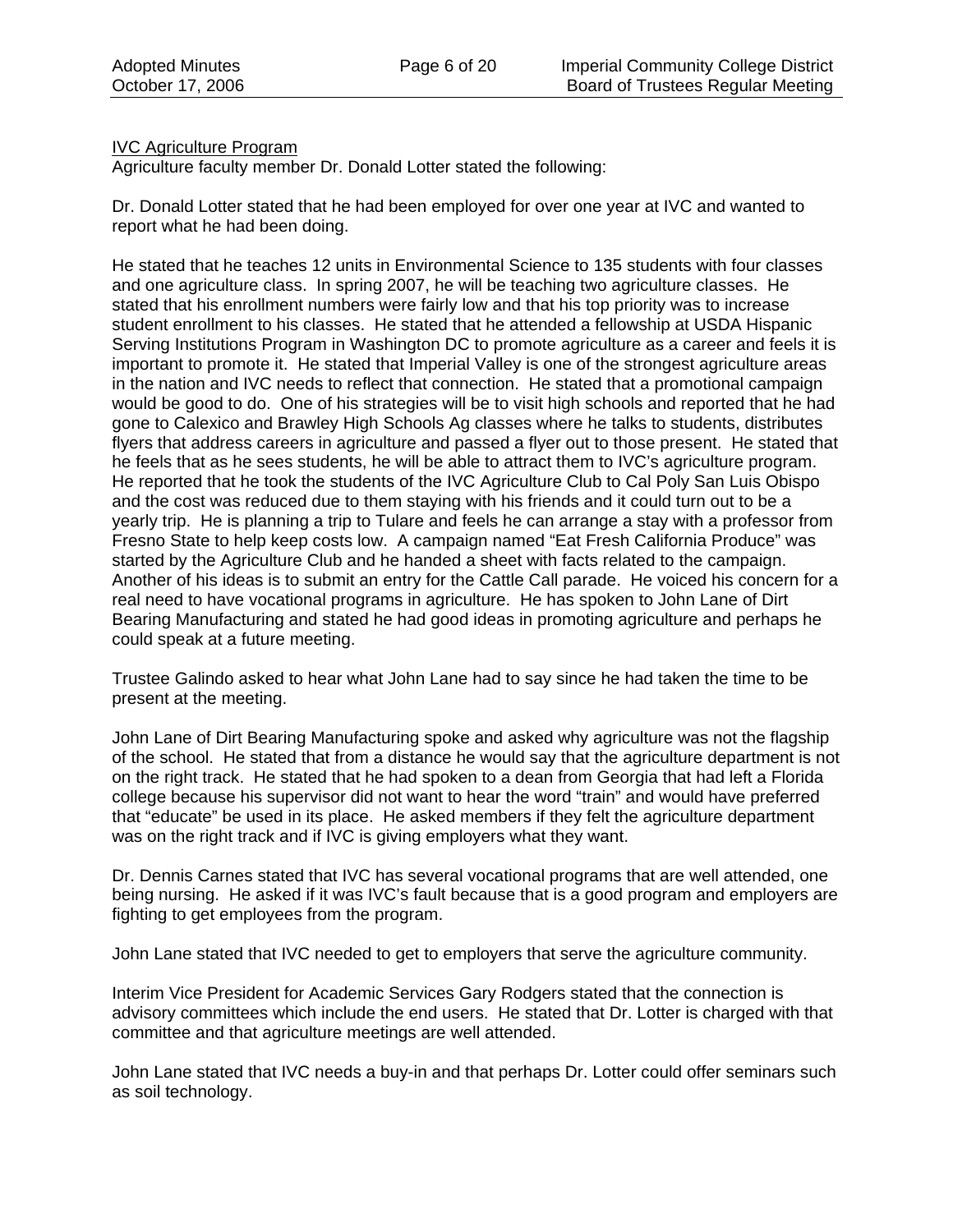<u>IVC Agriculture Program</u>

Agriculture faculty member Dr. Donald Lotter stated the following:

Dr. Donald Lotter stated that he had been employed for over one year at IVC and wanted to report what he had been doing.

He stated that he teaches 12 units in Environmental Science to 135 students with four classes and one agriculture class. In spring 2007, he will be teaching two agriculture classes. He stated that his enrollment numbers were fairly low and that his top priority was to increase student enrollment to his classes. He stated that he attended a fellowship at USDA Hispanic Serving Institutions Program in Washington DC to promote agriculture as a career and feels it is important to promote it. He stated that Imperial Valley is one of the strongest agriculture areas in the nation and IVC needs to reflect that connection. He stated that a promotional campaign would be good to do. One of his strategies will be to visit high schools and reported that he had gone to Calexico and Brawley High Schools Ag classes where he talks to students, distributes flyers that address careers in agriculture and passed a flyer out to those present. He stated that he feels that as he sees students, he will be able to attract them to IVC's agriculture program. He reported that he took the students of the IVC Agriculture Club to Cal Poly San Luis Obispo and the cost was reduced due to them staying with his friends and it could turn out to be a yearly trip. He is planning a trip to Tulare and feels he can arrange a stay with a professor from Fresno State to help keep costs low. A campaign named "Eat Fresh California Produce" was started by the Agriculture Club and he handed a sheet with facts related to the campaign. Another of his ideas is to submit an entry for the Cattle Call parade. He voiced his concern for a real need to have vocational programs in agriculture. He has spoken to John Lane of Dirt Bearing Manufacturing and stated he had good ideas in promoting agriculture and perhaps he could speak at a future meeting.

Trustee Galindo asked to hear what John Lane had to say since he had taken the time to be present at the meeting.

John Lane of Dirt Bearing Manufacturing spoke and asked why agriculture was not the flagship of the school. He stated that from a distance he would say that the agriculture department is not on the right track. He stated that he had spoken to a dean from Georgia that had left a Florida college because his supervisor did not want to hear the word "train" and would have preferred that "educate" be used in its place. He asked members if they felt the agriculture department was on the right track and if IVC is giving employers what they want.

Dr. Dennis Carnes stated that IVC has several vocational programs that are well attended, one being nursing. He asked if it was IVC's fault because that is a good program and employers are fighting to get employees from the program.

John Lane stated that IVC needed to get to employers that serve the agriculture community.

Interim Vice President for Academic Services Gary Rodgers stated that the connection is advisory committees which include the end users. He stated that Dr. Lotter is charged with that committee and that agriculture meetings are well attended.

John Lane stated that IVC needs a buy-in and that perhaps Dr. Lotter could offer seminars such as soil technology.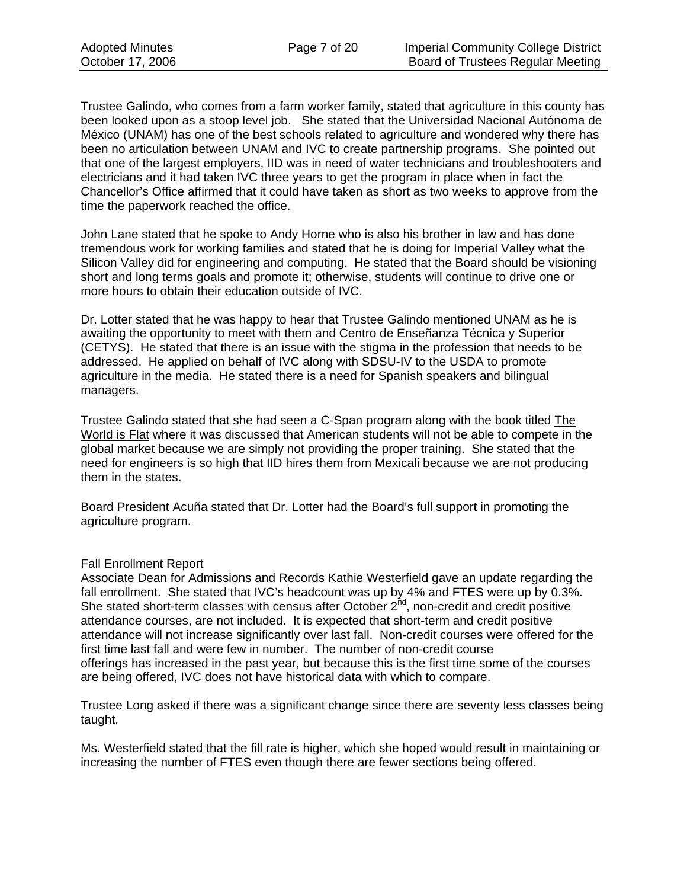Trustee Galindo, who comes from a farm worker family, stated that agriculture in this county has been looked upon as a stoop level job. She stated that the Universidad Nacional Autónoma de México (UNAM) has one of the best schools related to agriculture and wondered why there has been no articulation between UNAM and IVC to create partnership programs. She pointed out that one of the largest employers, IID was in need of water technicians and troubleshooters and electricians and it had taken IVC three years to get the program in place when in fact the Chancellor's Office affirmed that it could have taken as short as two weeks to approve from the time the paperwork reached the office.

John Lane stated that he spoke to Andy Horne who is also his brother in law and has done tremendous work for working families and stated that he is doing for Imperial Valley what the Silicon Valley did for engineering and computing. He stated that the Board should be visioning short and long terms goals and promote it; otherwise, students will continue to drive one or more hours to obtain their education outside of IVC.

Dr. Lotter stated that he was happy to hear that Trustee Galindo mentioned UNAM as he is awaiting the opportunity to meet with them and Centro de Enseñanza Técnica y Superior (CETYS). He stated that there is an issue with the stigma in the profession that needs to be addressed. He applied on behalf of IVC along with SDSU-IV to the USDA to promote agriculture in the media. He stated there is a need for Spanish speakers and bilingual managers.

Trustee Galindo stated that she had seen a C-Span program along with the book titled The World is Flat where it was discussed that American students will not be able to compete in the global market because we are simply not providing the proper training. She stated that the need for engineers is so high that IID hires them from Mexicali because we are not producing them in the states.

Board President Acuña stated that Dr. Lotter had the Board's full support in promoting the agriculture program.

Fall Enrollment Report

Associate Dean for Admissions and Records Kathie Westerfield gave an update regarding the fall enrollment. She stated that IVC's headcount was up by 4% and FTES were up by 0.3%. She stated short-term classes with census after October 2nd, non-credit and credit positive attendance courses, are not included. It is expected that short-term and credit positive attendance will not increase significantly over last fall. Non-credit courses were offered for the first time last fall and were few in number. The number of non-credit course offerings has increased in the past year, but because this is the first time some of the courses are being offered, IVC does not have historical data with which to compare.

Trustee Long asked if there was a significant change since there are seventy less classes being taught.

Ms. Westerfield stated that the fill rate is higher, which she hoped would result in maintaining or increasing the number of FTES even though there are fewer sections being offered.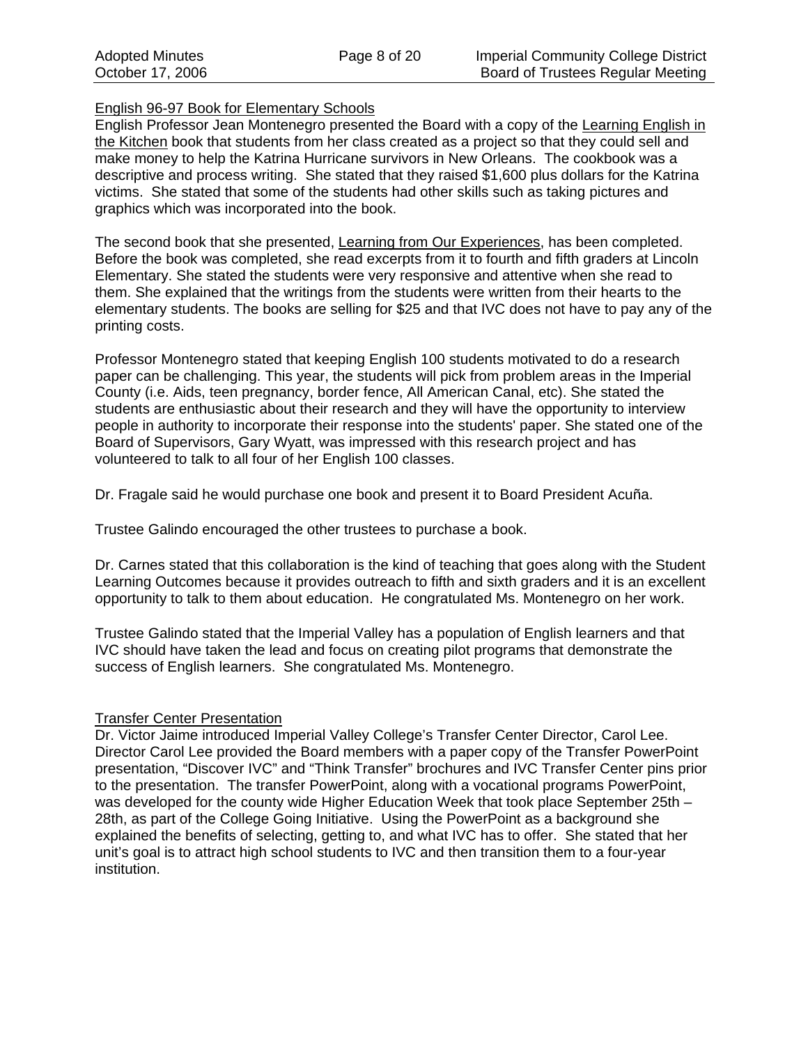English 96-97 Book for Elementary Schools

English Professor Jean Montenegro presented the Board with a copy of the Learning English in the Kitchen book that students from her class created as a project so that they could sell and make money to help the Katrina Hurricane survivors in New Orleans. The cookbook was a descriptive and process writing. She stated that they raised $1,600 plus dollars for the Katrina victims. She stated that some of the students had other skills such as taking pictures and graphics which was incorporated into the book.

The second book that she presented, Learning from Our Experiences, has been completed. Before the book was completed, she read excerpts from it to fourth and fifth graders at Lincoln Elementary. She stated the students were very responsive and attentive when she read to them. She explained that the writings from the students were written from their hearts to the elementary students. The books are selling for $25 and that IVC does not have to pay any of the printing costs.

Professor Montenegro stated that keeping English 100 students motivated to do a research paper can be challenging. This year, the students will pick from problem areas in the Imperial County (i.e. Aids, teen pregnancy, border fence, All American Canal, etc). She stated the students are enthusiastic about their research and they will have the opportunity to interview people in authority to incorporate their response into the students' paper. She stated one of the Board of Supervisors, Gary Wyatt, was impressed with this research project and has volunteered to talk to all four of her English 100 classes.

Dr. Fragale said he would purchase one book and present it to Board President Acuña.

Trustee Galindo encouraged the other trustees to purchase a book.

Dr. Carnes stated that this collaboration is the kind of teaching that goes along with the Student Learning Outcomes because it provides outreach to fifth and sixth graders and it is an excellent opportunity to talk to them about education. He congratulated Ms. Montenegro on her work.

Trustee Galindo stated that the Imperial Valley has a population of English learners and that IVC should have taken the lead and focus on creating pilot programs that demonstrate the success of English learners. She congratulated Ms. Montenegro.

Transfer Center Presentation

Dr. Victor Jaime introduced Imperial Valley College's Transfer Center Director, Carol Lee. Director Carol Lee provided the Board members with a paper copy of the Transfer PowerPoint presentation, "Discover IVC" and "Think Transfer" brochures and IVC Transfer Center pins prior to the presentation. The transfer PowerPoint, along with a vocational programs PowerPoint, was developed for the county wide Higher Education Week that took place September 25th – 28th, as part of the College Going Initiative. Using the PowerPoint as a background she explained the benefits of selecting, getting to, and what IVC has to offer. She stated that her unit's goal is to attract high school students to IVC and then transition them to a four-year institution.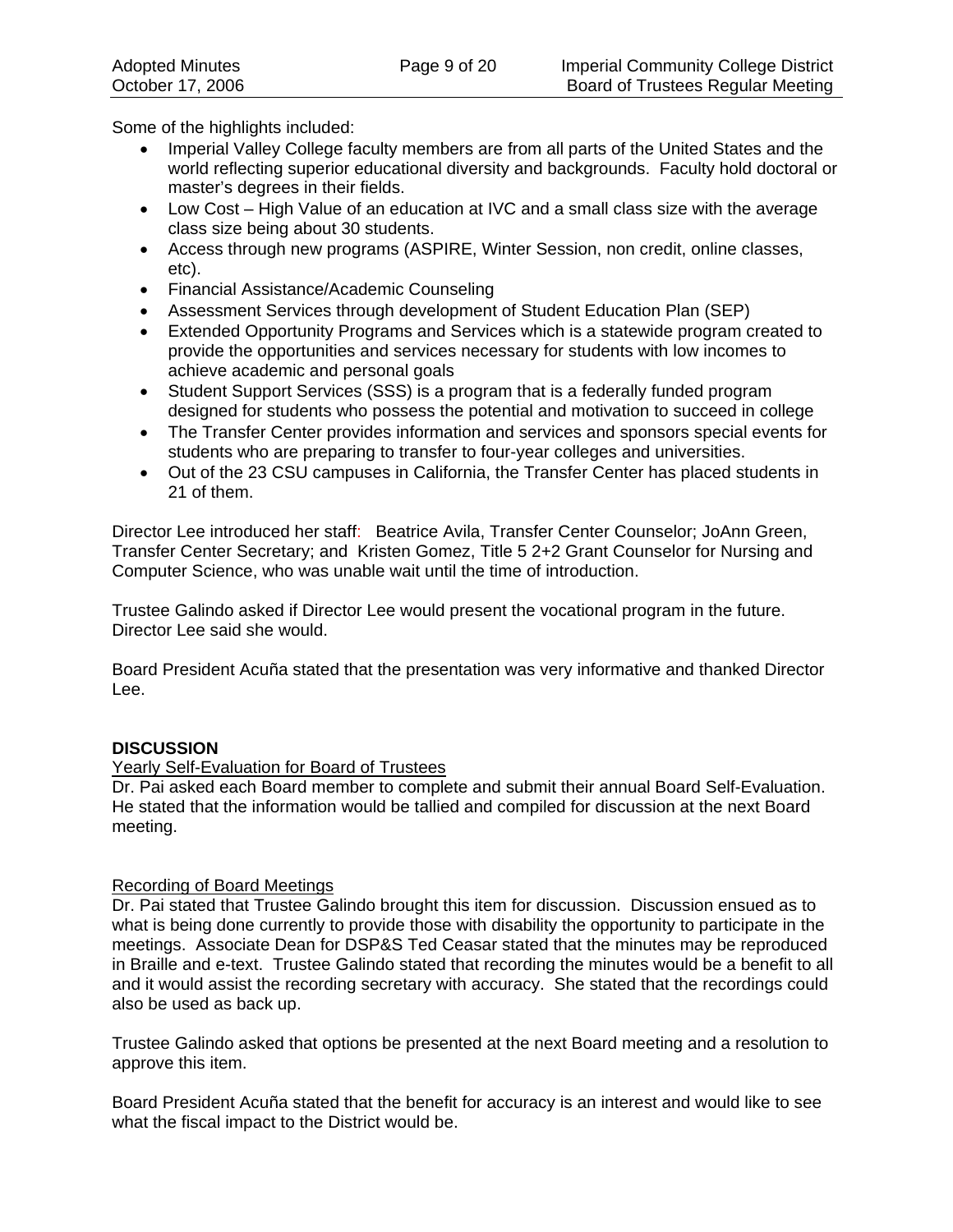Some of the highlights included:

- Imperial Valley College faculty members are from all parts of the United States and the world reflecting superior educational diversity and backgrounds. Faculty hold doctoral or master's degrees in their fields.
- Low Cost – High Value of an education at IVC and a small class size with the average class size being about 30 students.
- Access through new programs (ASPIRE, Winter Session, non credit, online classes, etc).
- Financial Assistance/Academic Counseling
- Assessment Services through development of Student Education Plan (SEP)
- Extended Opportunity Programs and Services which is a statewide program created to provide the opportunities and services necessary for students with low incomes to achieve academic and personal goals
- Student Support Services (SSS) is a program that is a federally funded program designed for students who possess the potential and motivation to succeed in college
- The Transfer Center provides information and services and sponsors special events for students who are preparing to transfer to four-year colleges and universities.
- Out of the 23 CSU campuses in California, the Transfer Center has placed students in 21 of them.

Director Lee introduced her staff: Beatrice Avila, Transfer Center Counselor; JoAnn Green, Transfer Center Secretary; and Kristen Gomez, Title 5 2+2 Grant Counselor for Nursing and Computer Science, who was unable wait until the time of introduction.

Trustee Galindo asked if Director Lee would present the vocational program in the future. Director Lee said she would.

Board President Acuña stated that the presentation was very informative and thanked Director Lee.

**DISCUSSION**

Yearly Self-Evaluation for Board of Trustees

Dr. Pai asked each Board member to complete and submit their annual Board Self-Evaluation. He stated that the information would be tallied and compiled for discussion at the next Board meeting.

Recording of Board Meetings

Dr. Pai stated that Trustee Galindo brought this item for discussion. Discussion ensued as to what is being done currently to provide those with disability the opportunity to participate in the meetings. Associate Dean for DSP&S Ted Ceasar stated that the minutes may be reproduced in Braille and e-text. Trustee Galindo stated that recording the minutes would be a benefit to all and it would assist the recording secretary with accuracy. She stated that the recordings could also be used as back up.

Trustee Galindo asked that options be presented at the next Board meeting and a resolution to approve this item.

Board President Acuña stated that the benefit for accuracy is an interest and would like to see what the fiscal impact to the District would be.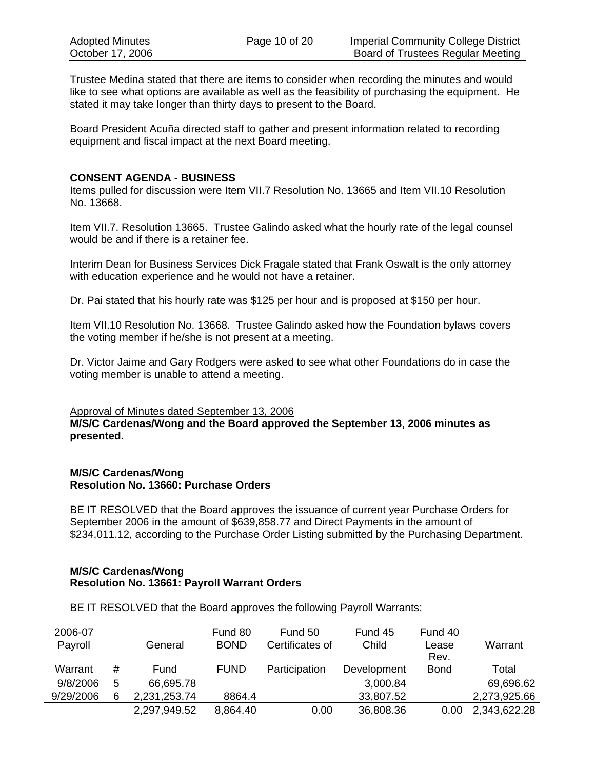Trustee Medina stated that there are items to consider when recording the minutes and would like to see what options are available as well as the feasibility of purchasing the equipment. He stated it may take longer than thirty days to present to the Board.

Board President Acuña directed staff to gather and present information related to recording equipment and fiscal impact at the next Board meeting.

**CONSENT AGENDA - BUSINESS**

Items pulled for discussion were Item VII.7 Resolution No. 13665 and Item VII.10 Resolution No. 13668.

Item VII.7. Resolution 13665. Trustee Galindo asked what the hourly rate of the legal counsel would be and if there is a retainer fee.

Interim Dean for Business Services Dick Fragale stated that Frank Oswalt is the only attorney with education experience and he would not have a retainer.

Dr. Pai stated that his hourly rate was $125 per hour and is proposed at $150 per hour.

Item VII.10 Resolution No. 13668. Trustee Galindo asked how the Foundation bylaws covers the voting member if he/she is not present at a meeting.

Dr. Victor Jaime and Gary Rodgers were asked to see what other Foundations do in case the voting member is unable to attend a meeting.

Approval of Minutes dated September 13, 2006

**M/S/C Cardenas/Wong and the Board approved the September 13, 2006 minutes as presented.**

**M/S/C Cardenas/Wong**
**Resolution No. 13660: Purchase Orders**

BE IT RESOLVED that the Board approves the issuance of current year Purchase Orders for September 2006 in the amount of $639,858.77 and Direct Payments in the amount of $234,011.12, according to the Purchase Order Listing submitted by the Purchasing Department.

**M/S/C Cardenas/Wong**
**Resolution No. 13661: Payroll Warrant Orders**

BE IT RESOLVED that the Board approves the following Payroll Warrants:

| 2006-07 Payroll Warrant | # | General Fund | Fund 80 BOND FUND | Fund 50 Certificates of Participation | Fund 45 Child Development | Fund 40 Lease Rev. Bond | Warrant Total |
|---|---|---|---|---|---|---|---|
| 9/8/2006 | 5 | 66,695.78 | | | 3,000.84 | | 69,696.62 |
| 9/29/2006 | 6 | 2,231,253.74 | 8864.4 | | 33,807.52 | | 2,273,925.66 |
| | | 2,297,949.52 | 8,864.40 | 0.00 | 36,808.36 | 0.00 | 2,343,622.28 |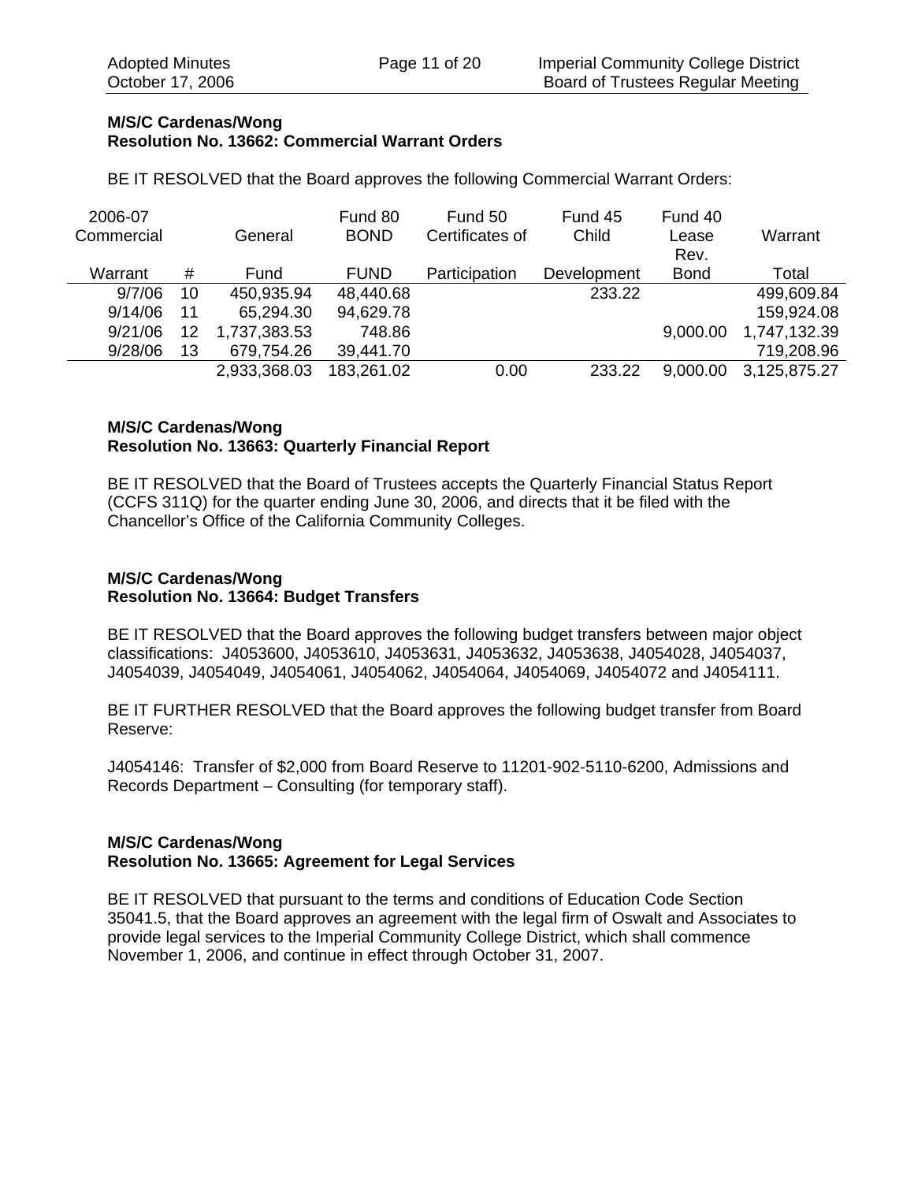**M/S/C Cardenas/Wong**
**Resolution No. 13662: Commercial Warrant Orders**

BE IT RESOLVED that the Board approves the following Commercial Warrant Orders:

| 2006-07 Commercial Warrant | # | General Fund | Fund 80 BOND FUND | Fund 50 Certificates of Participation | Fund 45 Child Development | Fund 40 Lease Rev. Bond | Warrant Total |
|---|---|---|---|---|---|---|---|
| 9/7/06 | 10 | 450,935.94 | 48,440.68 | | 233.22 | | 499,609.84 |
| 9/14/06 | 11 | 65,294.30 | 94,629.78 | | | | 159,924.08 |
| 9/21/06 | 12 | 1,737,383.53 | 748.86 | | | 9,000.00 | 1,747,132.39 |
| 9/28/06 | 13 | 679,754.26 | 39,441.70 | | | | 719,208.96 |
| | | 2,933,368.03 | 183,261.02 | 0.00 | 233.22 | 9,000.00 | 3,125,875.27 |

**M/S/C Cardenas/Wong**
**Resolution No. 13663: Quarterly Financial Report**

BE IT RESOLVED that the Board of Trustees accepts the Quarterly Financial Status Report (CCFS 311Q) for the quarter ending June 30, 2006, and directs that it be filed with the Chancellor's Office of the California Community Colleges.

**M/S/C Cardenas/Wong**
**Resolution No. 13664: Budget Transfers**

BE IT RESOLVED that the Board approves the following budget transfers between major object classifications: J4053600, J4053610, J4053631, J4053632, J4053638, J4054028, J4054037, J4054039, J4054049, J4054061, J4054062, J4054064, J4054069, J4054072 and J4054111.

BE IT FURTHER RESOLVED that the Board approves the following budget transfer from Board Reserve:

J4054146: Transfer of $2,000 from Board Reserve to 11201-902-5110-6200, Admissions and Records Department – Consulting (for temporary staff).

**M/S/C Cardenas/Wong**
**Resolution No. 13665: Agreement for Legal Services**

BE IT RESOLVED that pursuant to the terms and conditions of Education Code Section 35041.5, that the Board approves an agreement with the legal firm of Oswalt and Associates to provide legal services to the Imperial Community College District, which shall commence November 1, 2006, and continue in effect through October 31, 2007.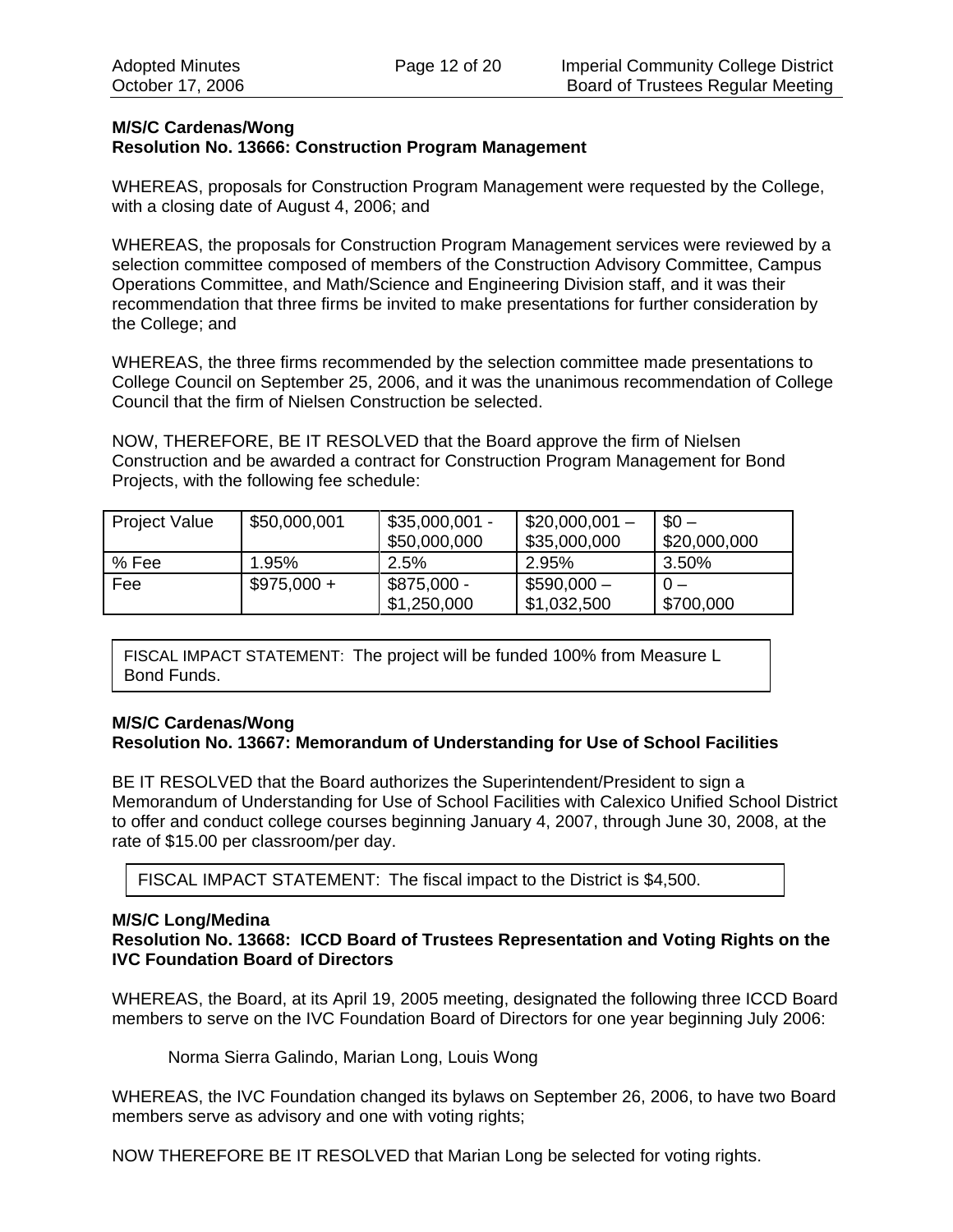**M/S/C Cardenas/Wong**
**Resolution No. 13666: Construction Program Management**

WHEREAS, proposals for Construction Program Management were requested by the College, with a closing date of August 4, 2006; and

WHEREAS, the proposals for Construction Program Management services were reviewed by a selection committee composed of members of the Construction Advisory Committee, Campus Operations Committee, and Math/Science and Engineering Division staff, and it was their recommendation that three firms be invited to make presentations for further consideration by the College; and

WHEREAS, the three firms recommended by the selection committee made presentations to College Council on September 25, 2006, and it was the unanimous recommendation of College Council that the firm of Nielsen Construction be selected.

NOW, THEREFORE, BE IT RESOLVED that the Board approve the firm of Nielsen Construction and be awarded a contract for Construction Program Management for Bond Projects, with the following fee schedule:

| Project Value | $50,000,001 | $35,000,001 - $50,000,000 | $20,000,001 – $35,000,000 | $0 – $20,000,000 |
|---|---|---|---|---|
| % Fee | 1.95% | 2.5% | 2.95% | 3.50% |
| Fee | $975,000 + | $875,000 - $1,250,000 | $590,000 – $1,032,500 | 0 – $700,000 |

FISCAL IMPACT STATEMENT: The project will be funded 100% from Measure L Bond Funds.

**M/S/C Cardenas/Wong**
**Resolution No. 13667: Memorandum of Understanding for Use of School Facilities**

BE IT RESOLVED that the Board authorizes the Superintendent/President to sign a Memorandum of Understanding for Use of School Facilities with Calexico Unified School District to offer and conduct college courses beginning January 4, 2007, through June 30, 2008, at the rate of $15.00 per classroom/per day.

FISCAL IMPACT STATEMENT: The fiscal impact to the District is $4,500.

**M/S/C Long/Medina**
**Resolution No. 13668: ICCD Board of Trustees Representation and Voting Rights on the IVC Foundation Board of Directors**

WHEREAS, the Board, at its April 19, 2005 meeting, designated the following three ICCD Board members to serve on the IVC Foundation Board of Directors for one year beginning July 2006:

Norma Sierra Galindo, Marian Long, Louis Wong

WHEREAS, the IVC Foundation changed its bylaws on September 26, 2006, to have two Board members serve as advisory and one with voting rights;

NOW THEREFORE BE IT RESOLVED that Marian Long be selected for voting rights.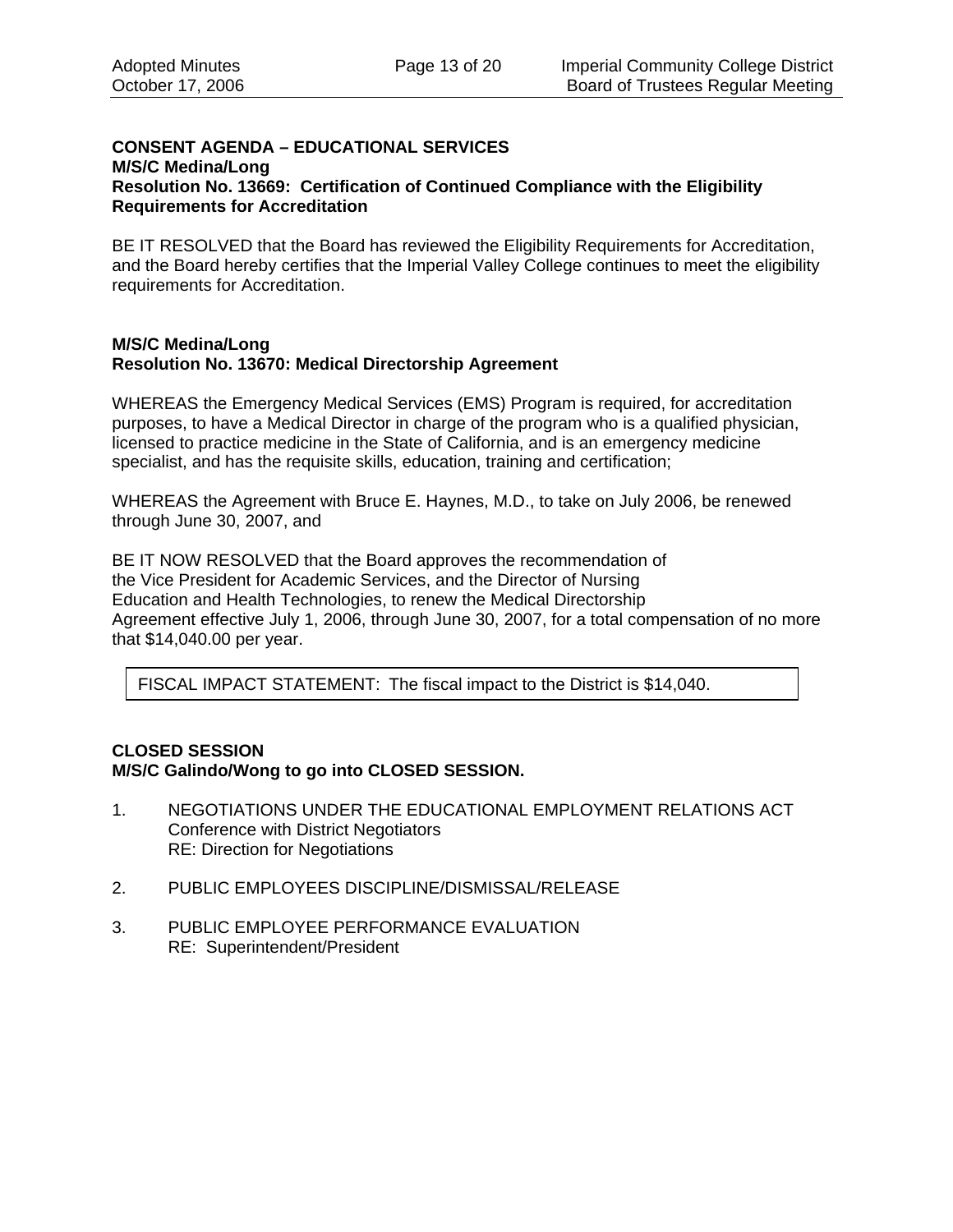**CONSENT AGENDA – EDUCATIONAL SERVICES**
**M/S/C Medina/Long**
**Resolution No. 13669: Certification of Continued Compliance with the Eligibility Requirements for Accreditation**

BE IT RESOLVED that the Board has reviewed the Eligibility Requirements for Accreditation, and the Board hereby certifies that the Imperial Valley College continues to meet the eligibility requirements for Accreditation.

**M/S/C Medina/Long**
**Resolution No. 13670: Medical Directorship Agreement**

WHEREAS the Emergency Medical Services (EMS) Program is required, for accreditation purposes, to have a Medical Director in charge of the program who is a qualified physician, licensed to practice medicine in the State of California, and is an emergency medicine specialist, and has the requisite skills, education, training and certification;

WHEREAS the Agreement with Bruce E. Haynes, M.D., to take on July 2006, be renewed through June 30, 2007, and

BE IT NOW RESOLVED that the Board approves the recommendation of the Vice President for Academic Services, and the Director of Nursing Education and Health Technologies, to renew the Medical Directorship Agreement effective July 1, 2006, through June 30, 2007, for a total compensation of no more that $14,040.00 per year.

| FISCAL IMPACT STATEMENT: The fiscal impact to the District is $14,040. |
|---|

**CLOSED SESSION**
**M/S/C Galindo/Wong to go into CLOSED SESSION.**

1. NEGOTIATIONS UNDER THE EDUCATIONAL EMPLOYMENT RELATIONS ACT
   Conference with District Negotiators
   RE: Direction for Negotiations

2. PUBLIC EMPLOYEES DISCIPLINE/DISMISSAL/RELEASE

3. PUBLIC EMPLOYEE PERFORMANCE EVALUATION
   RE: Superintendent/President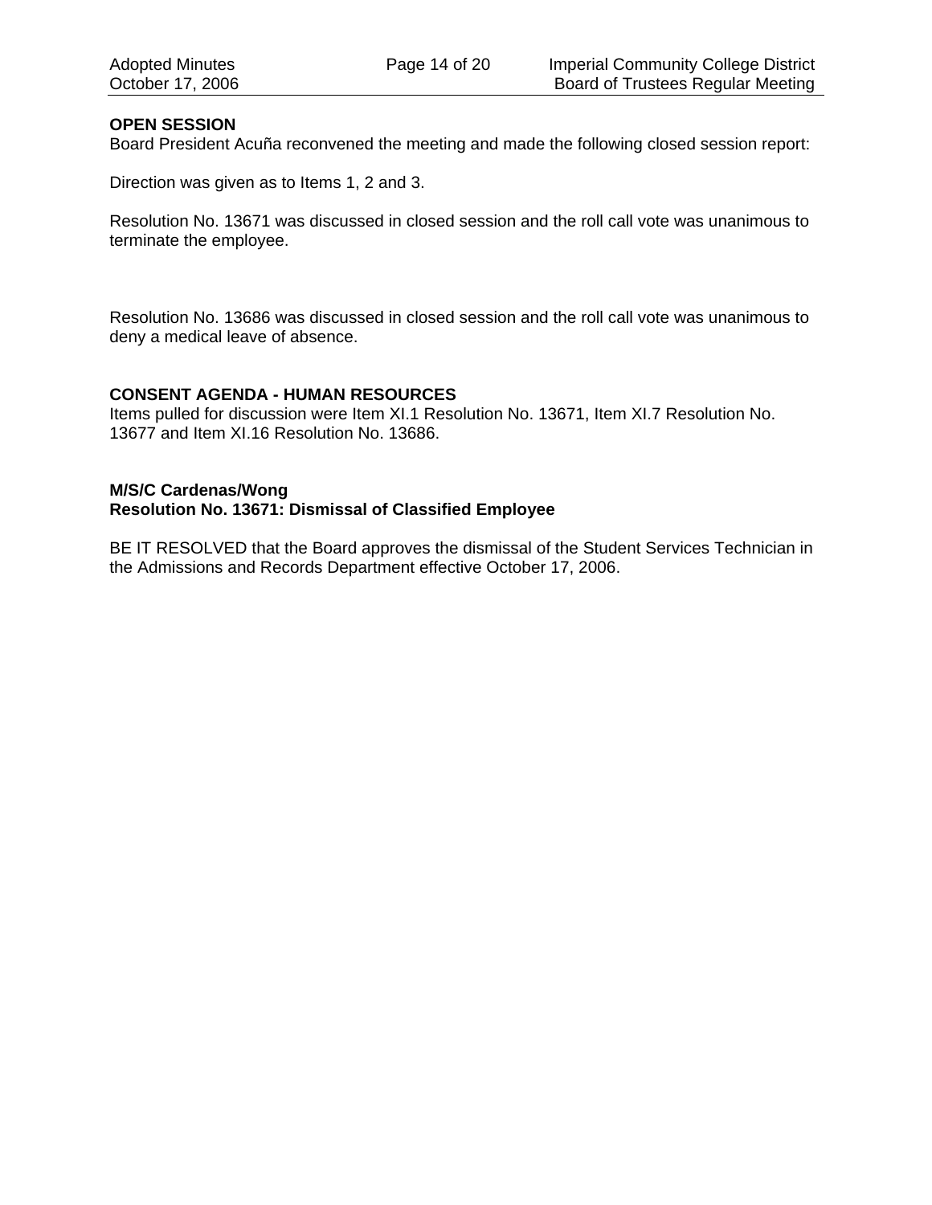**OPEN SESSION**
Board President Acuña reconvened the meeting and made the following closed session report:

Direction was given as to Items 1, 2 and 3.

Resolution No. 13671 was discussed in closed session and the roll call vote was unanimous to terminate the employee.

Resolution No. 13686 was discussed in closed session and the roll call vote was unanimous to deny a medical leave of absence.

**CONSENT AGENDA - HUMAN RESOURCES**
Items pulled for discussion were Item XI.1 Resolution No. 13671, Item XI.7 Resolution No. 13677 and Item XI.16 Resolution No. 13686.

**M/S/C Cardenas/Wong**
**Resolution No. 13671: Dismissal of Classified Employee**

BE IT RESOLVED that the Board approves the dismissal of the Student Services Technician in the Admissions and Records Department effective October 17, 2006.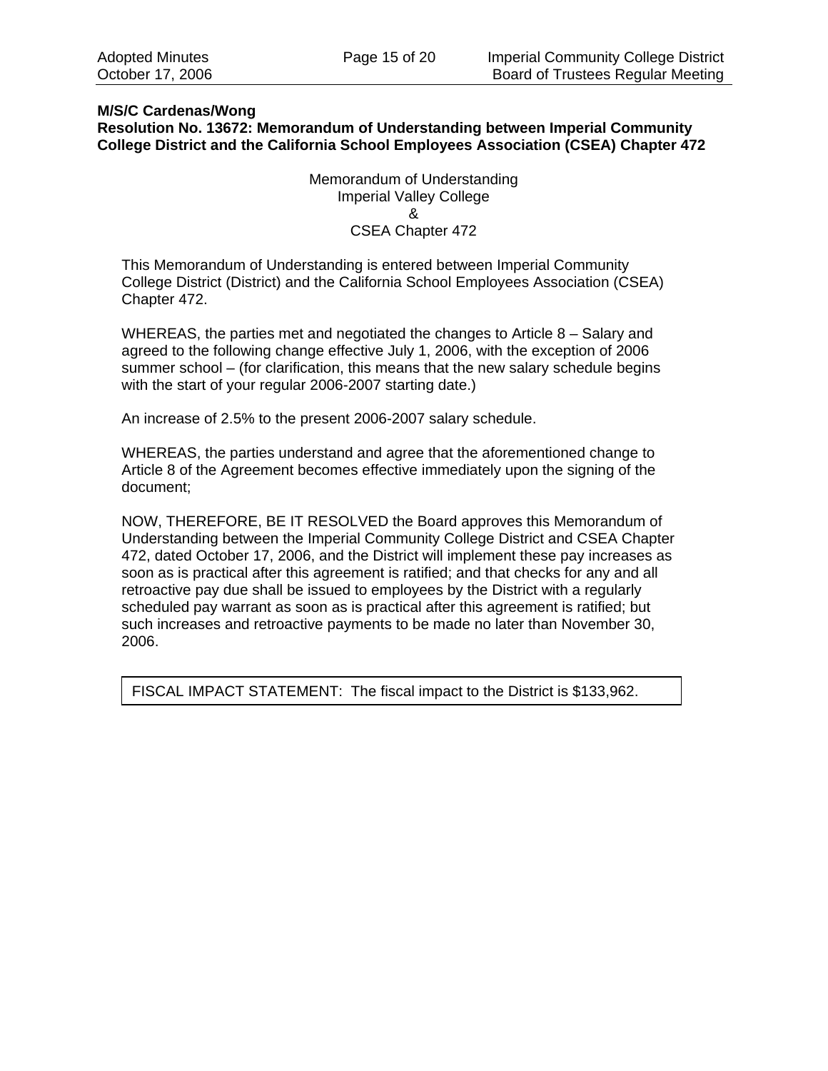**M/S/C Cardenas/Wong**
**Resolution No. 13672: Memorandum of Understanding between Imperial Community College District and the California School Employees Association (CSEA) Chapter 472**

Memorandum of Understanding
Imperial Valley College
&
CSEA Chapter 472

This Memorandum of Understanding is entered between Imperial Community College District (District) and the California School Employees Association (CSEA) Chapter 472.

WHEREAS, the parties met and negotiated the changes to Article 8 – Salary and agreed to the following change effective July 1, 2006, with the exception of 2006 summer school – (for clarification, this means that the new salary schedule begins with the start of your regular 2006-2007 starting date.)

An increase of 2.5% to the present 2006-2007 salary schedule.

WHEREAS, the parties understand and agree that the aforementioned change to Article 8 of the Agreement becomes effective immediately upon the signing of the document;

NOW, THEREFORE, BE IT RESOLVED the Board approves this Memorandum of Understanding between the Imperial Community College District and CSEA Chapter 472, dated October 17, 2006, and the District will implement these pay increases as soon as is practical after this agreement is ratified; and that checks for any and all retroactive pay due shall be issued to employees by the District with a regularly scheduled pay warrant as soon as is practical after this agreement is ratified; but such increases and retroactive payments to be made no later than November 30, 2006.

| FISCAL IMPACT STATEMENT: The fiscal impact to the District is $133,962. |
|---|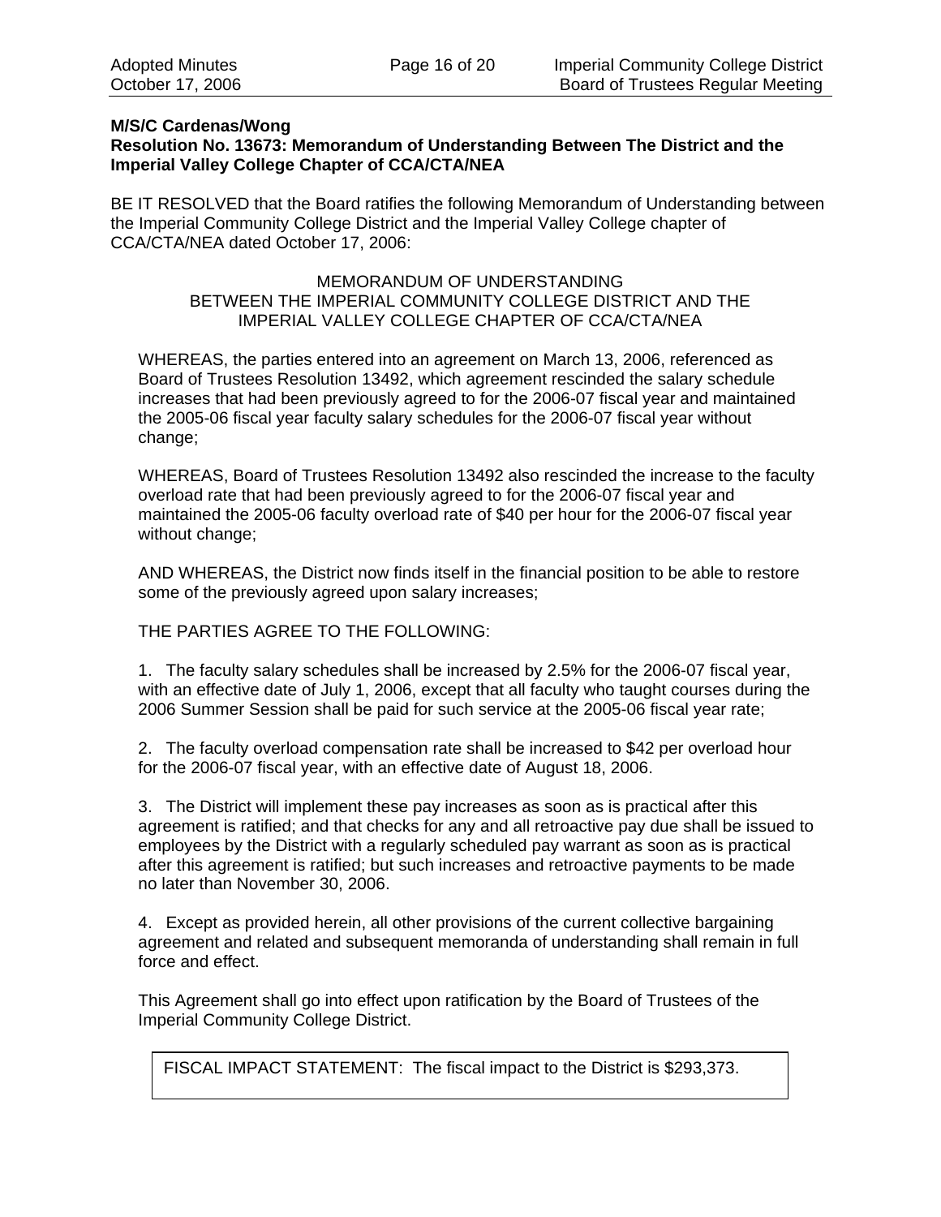**M/S/C Cardenas/Wong**
**Resolution No. 13673: Memorandum of Understanding Between The District and the Imperial Valley College Chapter of CCA/CTA/NEA**

BE IT RESOLVED that the Board ratifies the following Memorandum of Understanding between the Imperial Community College District and the Imperial Valley College chapter of CCA/CTA/NEA dated October 17, 2006:

MEMORANDUM OF UNDERSTANDING
BETWEEN THE IMPERIAL COMMUNITY COLLEGE DISTRICT AND THE IMPERIAL VALLEY COLLEGE CHAPTER OF CCA/CTA/NEA

WHEREAS, the parties entered into an agreement on March 13, 2006, referenced as Board of Trustees Resolution 13492, which agreement rescinded the salary schedule increases that had been previously agreed to for the 2006-07 fiscal year and maintained the 2005-06 fiscal year faculty salary schedules for the 2006-07 fiscal year without change;

WHEREAS, Board of Trustees Resolution 13492 also rescinded the increase to the faculty overload rate that had been previously agreed to for the 2006-07 fiscal year and maintained the 2005-06 faculty overload rate of $40 per hour for the 2006-07 fiscal year without change;

AND WHEREAS, the District now finds itself in the financial position to be able to restore some of the previously agreed upon salary increases;

THE PARTIES AGREE TO THE FOLLOWING:

1. The faculty salary schedules shall be increased by 2.5% for the 2006-07 fiscal year, with an effective date of July 1, 2006, except that all faculty who taught courses during the 2006 Summer Session shall be paid for such service at the 2005-06 fiscal year rate;

2. The faculty overload compensation rate shall be increased to $42 per overload hour for the 2006-07 fiscal year, with an effective date of August 18, 2006.

3. The District will implement these pay increases as soon as is practical after this agreement is ratified; and that checks for any and all retroactive pay due shall be issued to employees by the District with a regularly scheduled pay warrant as soon as is practical after this agreement is ratified; but such increases and retroactive payments to be made no later than November 30, 2006.

4. Except as provided herein, all other provisions of the current collective bargaining agreement and related and subsequent memoranda of understanding shall remain in full force and effect.

This Agreement shall go into effect upon ratification by the Board of Trustees of the Imperial Community College District.

FISCAL IMPACT STATEMENT: The fiscal impact to the District is $293,373.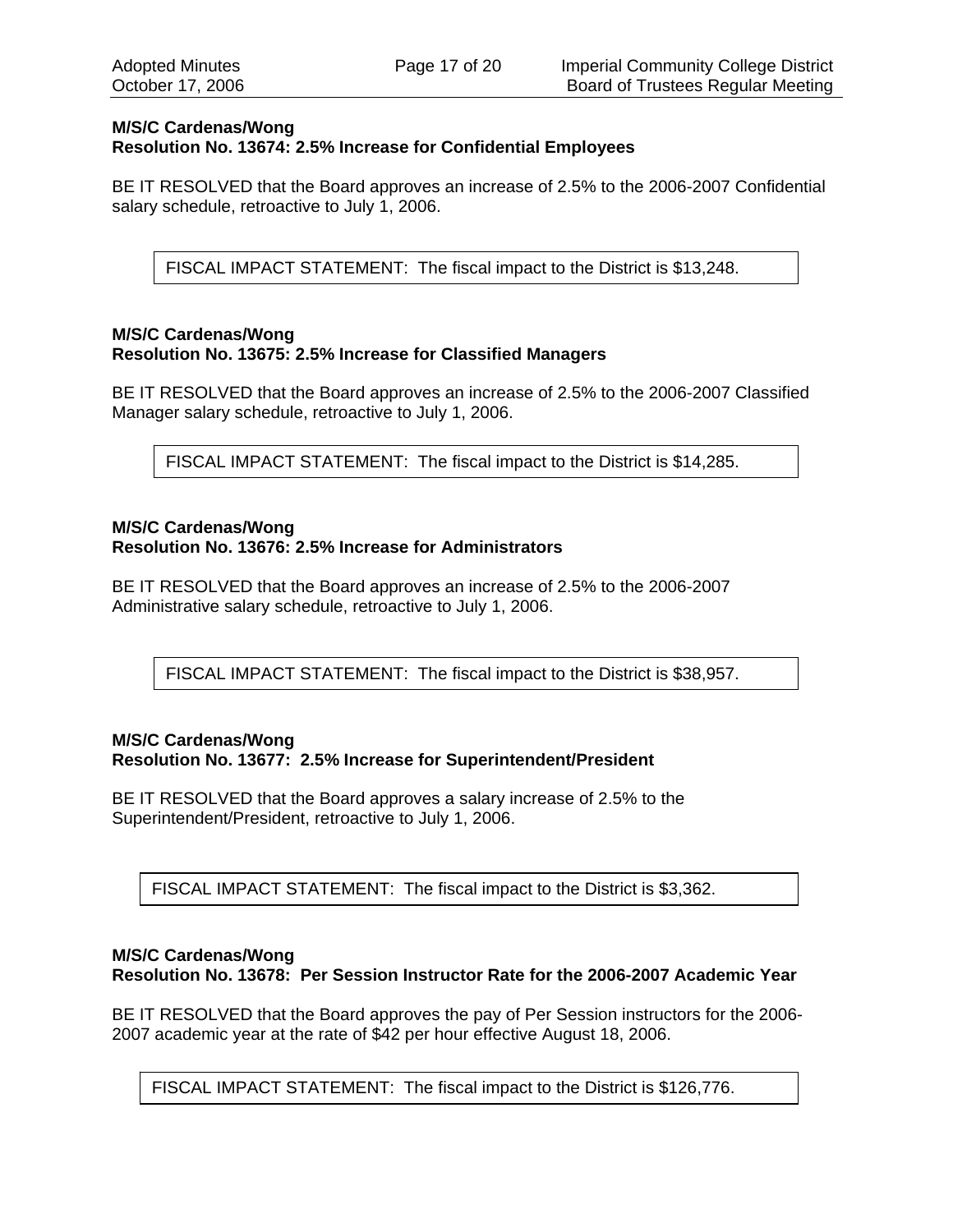**M/S/C Cardenas/Wong**
**Resolution No. 13674: 2.5% Increase for Confidential Employees**

BE IT RESOLVED that the Board approves an increase of 2.5% to the 2006-2007 Confidential salary schedule, retroactive to July 1, 2006.

| FISCAL IMPACT STATEMENT: The fiscal impact to the District is $13,248. |
|---|

**M/S/C Cardenas/Wong**
**Resolution No. 13675: 2.5% Increase for Classified Managers**

BE IT RESOLVED that the Board approves an increase of 2.5% to the 2006-2007 Classified Manager salary schedule, retroactive to July 1, 2006.

| FISCAL IMPACT STATEMENT: The fiscal impact to the District is $14,285. |
|---|

**M/S/C Cardenas/Wong**
**Resolution No. 13676: 2.5% Increase for Administrators**

BE IT RESOLVED that the Board approves an increase of 2.5% to the 2006-2007 Administrative salary schedule, retroactive to July 1, 2006.

| FISCAL IMPACT STATEMENT: The fiscal impact to the District is $38,957. |
|---|

**M/S/C Cardenas/Wong**
**Resolution No. 13677: 2.5% Increase for Superintendent/President**

BE IT RESOLVED that the Board approves a salary increase of 2.5% to the Superintendent/President, retroactive to July 1, 2006.

| FISCAL IMPACT STATEMENT: The fiscal impact to the District is $3,362. |
|---|

**M/S/C Cardenas/Wong**
**Resolution No. 13678: Per Session Instructor Rate for the 2006-2007 Academic Year**

BE IT RESOLVED that the Board approves the pay of Per Session instructors for the 2006-2007 academic year at the rate of $42 per hour effective August 18, 2006.

| FISCAL IMPACT STATEMENT: The fiscal impact to the District is $126,776. |
|---|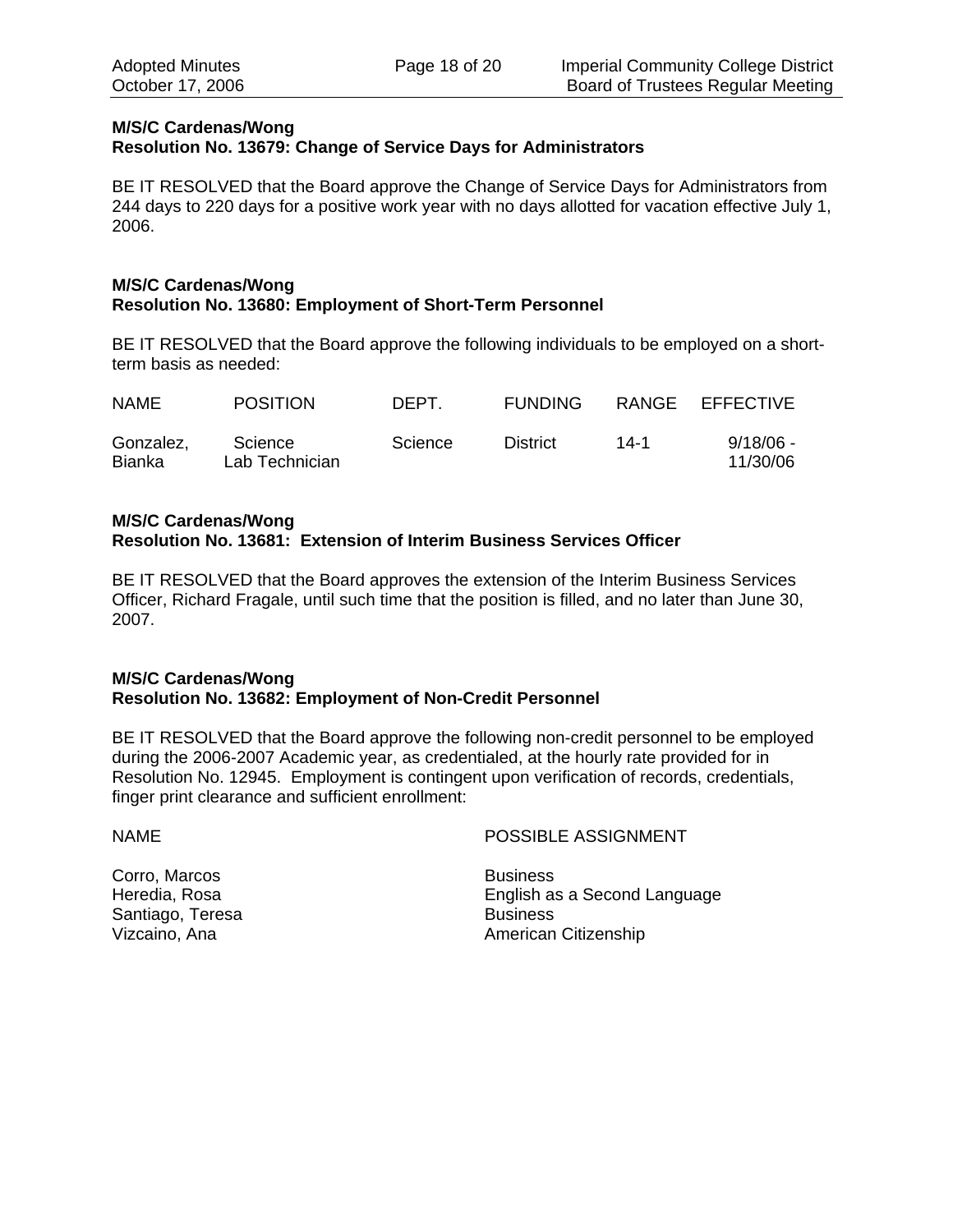**M/S/C Cardenas/Wong**
**Resolution No. 13679: Change of Service Days for Administrators**

BE IT RESOLVED that the Board approve the Change of Service Days for Administrators from 244 days to 220 days for a positive work year with no days allotted for vacation effective July 1, 2006.

**M/S/C Cardenas/Wong**
**Resolution No. 13680: Employment of Short-Term Personnel**

BE IT RESOLVED that the Board approve the following individuals to be employed on a short-term basis as needed:

| NAME | POSITION | DEPT. | FUNDING | RANGE | EFFECTIVE |
|---|---|---|---|---|---|
| Gonzalez, Bianka | Science Lab Technician | Science | District | 14-1 | 9/18/06 - 11/30/06 |

**M/S/C Cardenas/Wong**
**Resolution No. 13681: Extension of Interim Business Services Officer**

BE IT RESOLVED that the Board approves the extension of the Interim Business Services Officer, Richard Fragale, until such time that the position is filled, and no later than June 30, 2007.

**M/S/C Cardenas/Wong**
**Resolution No. 13682: Employment of Non-Credit Personnel**

BE IT RESOLVED that the Board approve the following non-credit personnel to be employed during the 2006-2007 Academic year, as credentialed, at the hourly rate provided for in Resolution No. 12945. Employment is contingent upon verification of records, credentials, finger print clearance and sufficient enrollment:

| NAME | POSSIBLE ASSIGNMENT |
|---|---|
| Corro, Marcos | Business |
| Heredia, Rosa | English as a Second Language |
| Santiago, Teresa | Business |
| Vizcaino, Ana | American Citizenship |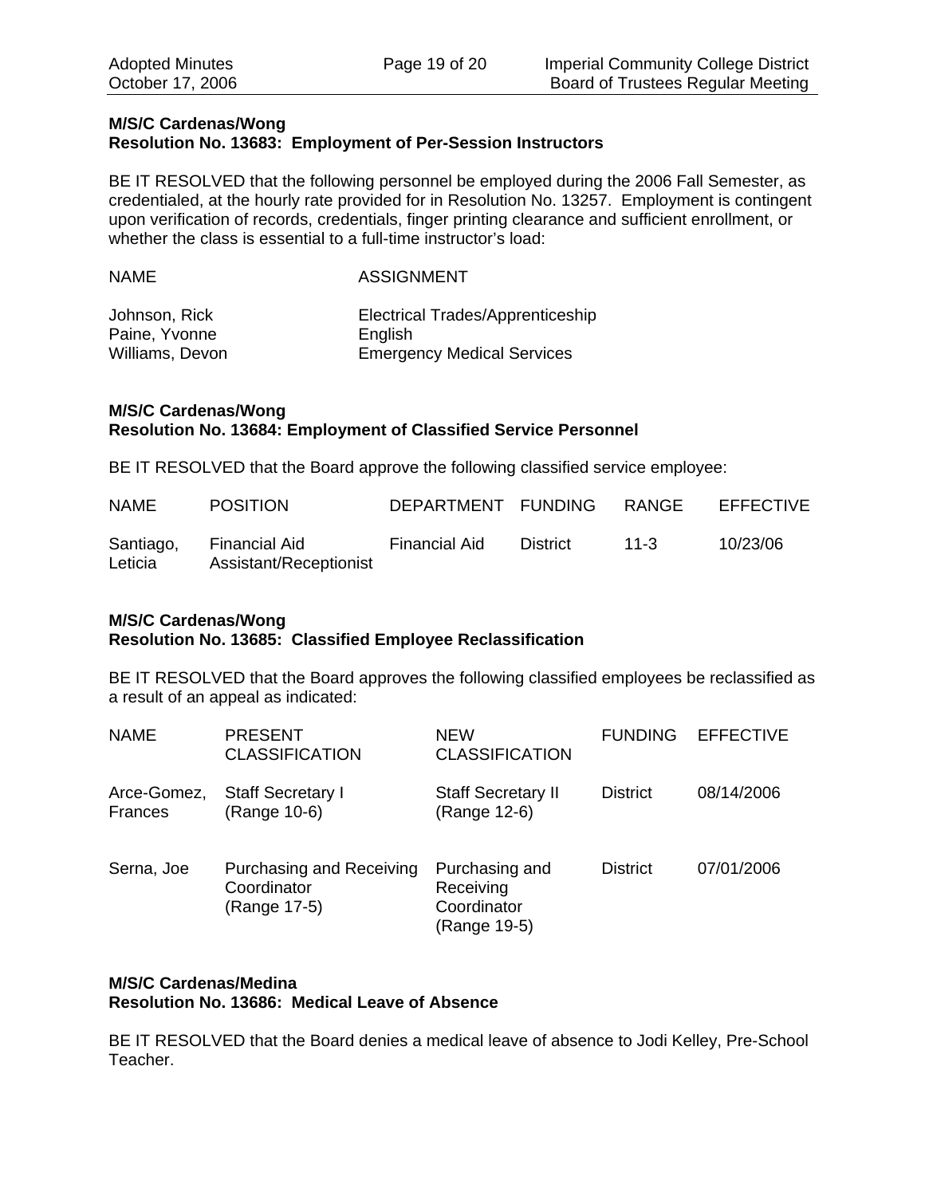**M/S/C Cardenas/Wong**
**Resolution No. 13683: Employment of Per-Session Instructors**

BE IT RESOLVED that the following personnel be employed during the 2006 Fall Semester, as credentialed, at the hourly rate provided for in Resolution No. 13257. Employment is contingent upon verification of records, credentials, finger printing clearance and sufficient enrollment, or whether the class is essential to a full-time instructor's load:

| NAME | ASSIGNMENT |
|---|---|
| Johnson, Rick | Electrical Trades/Apprenticeship |
| Paine, Yvonne | English |
| Williams, Devon | Emergency Medical Services |

**M/S/C Cardenas/Wong**
**Resolution No. 13684: Employment of Classified Service Personnel**

BE IT RESOLVED that the Board approve the following classified service employee:

| NAME | POSITION | DEPARTMENT | FUNDING | RANGE | EFFECTIVE |
|---|---|---|---|---|---|
| Santiago, Leticia | Financial Aid Assistant/Receptionist | Financial Aid | District | 11-3 | 10/23/06 |

**M/S/C Cardenas/Wong**
**Resolution No. 13685: Classified Employee Reclassification**

BE IT RESOLVED that the Board approves the following classified employees be reclassified as a result of an appeal as indicated:

| NAME | PRESENT CLASSIFICATION | NEW CLASSIFICATION | FUNDING | EFFECTIVE |
|---|---|---|---|---|
| Arce-Gomez, Frances | Staff Secretary I (Range 10-6) | Staff Secretary II (Range 12-6) | District | 08/14/2006 |
| Serna, Joe | Purchasing and Receiving Coordinator (Range 17-5) | Purchasing and Receiving Coordinator (Range 19-5) | District | 07/01/2006 |

**M/S/C Cardenas/Medina**
**Resolution No. 13686: Medical Leave of Absence**

BE IT RESOLVED that the Board denies a medical leave of absence to Jodi Kelley, Pre-School Teacher.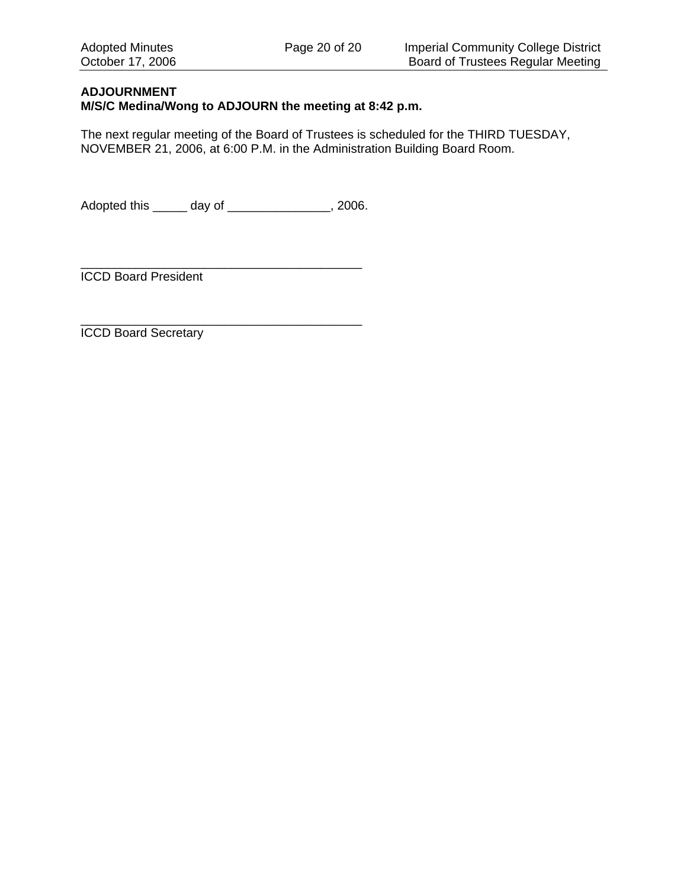**ADJOURNMENT**
**M/S/C Medina/Wong to ADJOURN the meeting at 8:42 p.m.**

The next regular meeting of the Board of Trustees is scheduled for the THIRD TUESDAY, NOVEMBER 21, 2006, at 6:00 P.M. in the Administration Building Board Room.

Adopted this _____ day of _______________, 2006.

___________________________________________
ICCD Board President

___________________________________________
ICCD Board Secretary